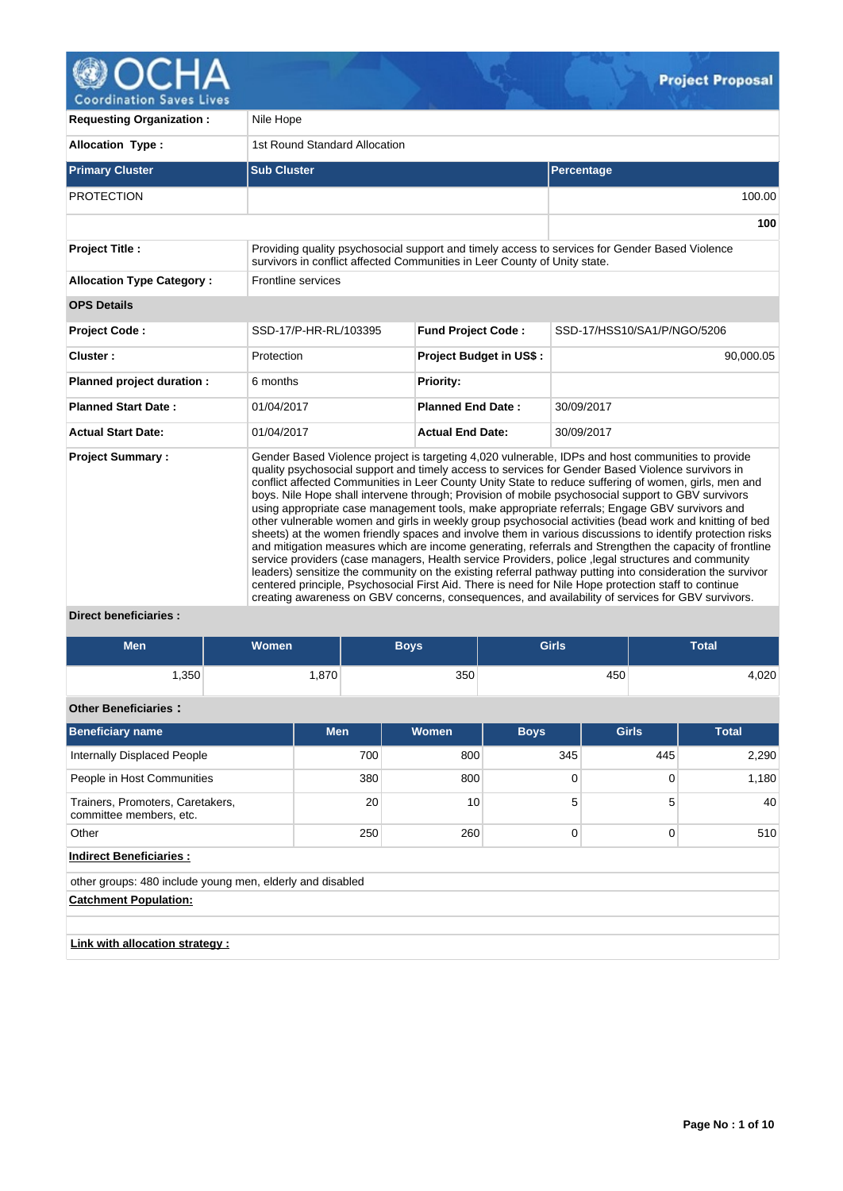# Project Proposal

| | |
|---|---|
| **Requesting Organization :** | Nile Hope |
| **Allocation Type :** | 1st Round Standard Allocation |

| **Primary Cluster** | **Sub Cluster** | **Percentage** |
|---|---|---|
| PROTECTION | | 100.00 |
| | | **100** |

| | |
|---|---|
| **Project Title :** | Providing quality psychosocial support and timely access to services for Gender Based Violence survivors in conflict affected Communities in Leer County of Unity state. |
| **Allocation Type Category :** | Frontline services |

**OPS Details**

| | | | |
|---|---|---|---|
| **Project Code :** | SSD-17/P-HR-RL/103395 | **Fund Project Code :** | SSD-17/HSS10/SA1/P/NGO/5206 |
| **Cluster :** | Protection | **Project Budget in US$ :** | 90,000.05 |
| **Planned project duration :** | 6 months | **Priority:** | |
| **Planned Start Date :** | 01/04/2017 | **Planned End Date :** | 30/09/2017 |
| **Actual Start Date:** | 01/04/2017 | **Actual End Date:** | 30/09/2017 |

**Project Summary :**

Gender Based Violence project is targeting 4,020 vulnerable, IDPs and host communities to provide quality psychosocial support and timely access to services for Gender Based Violence survivors in conflict affected Communities in Leer County Unity State to reduce suffering of women, girls, men and boys. Nile Hope shall intervene through; Provision of mobile psychosocial support to GBV survivors using appropriate case management tools, make appropriate referrals; Engage GBV survivors and other vulnerable women and girls in weekly group psychosocial activities (bead work and knitting of bed sheets) at the women friendly spaces and involve them in various discussions to identify protection risks and mitigation measures which are income generating, referrals and Strengthen the capacity of frontline service providers (case managers, Health service Providers, police ,legal structures and community leaders) sensitize the community on the existing referral pathway putting into consideration the survivor centered principle, Psychosocial First Aid. There is need for Nile Hope protection staff to continue creating awareness on GBV concerns, consequences, and availability of services for GBV survivors.

**Direct beneficiaries :**

| Men | Women | Boys | Girls | Total |
|---|---|---|---|---|
| 1,350 | 1,870 | 350 | 450 | 4,020 |

**Other Beneficiaries :**

| Beneficiary name | Men | Women | Boys | Girls | Total |
|---|---|---|---|---|---|
| Internally Displaced People | 700 | 800 | 345 | 445 | 2,290 |
| People in Host Communities | 380 | 800 | 0 | 0 | 1,180 |
| Trainers, Promoters, Caretakers, committee members, etc. | 20 | 10 | 5 | 5 | 40 |
| Other | 250 | 260 | 0 | 0 | 510 |

**Indirect Beneficiaries :**

other groups: 480 include young men, elderly and disabled

**Catchment Population:**

**Link with allocation strategy :**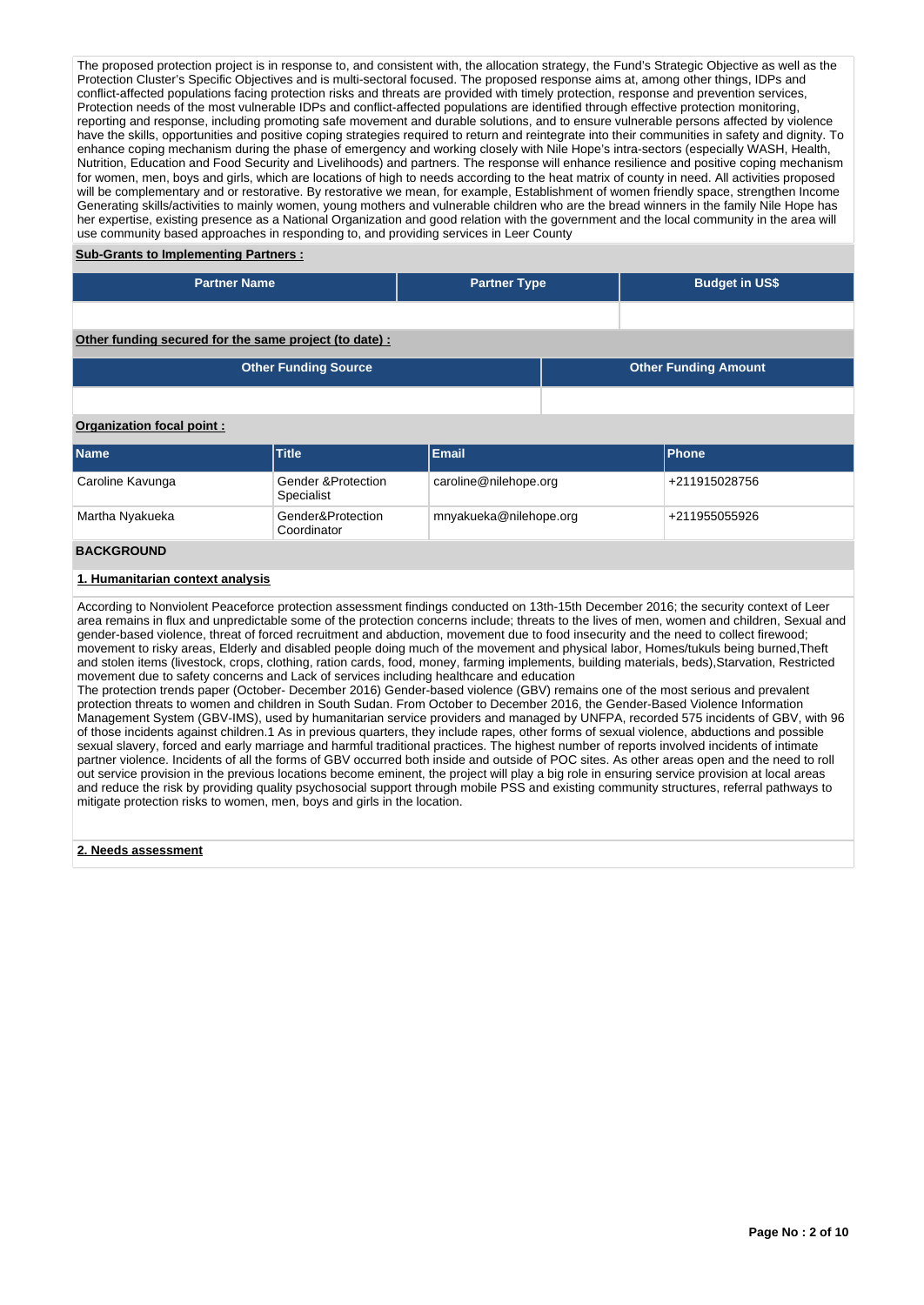The proposed protection project is in response to, and consistent with, the allocation strategy, the Fund's Strategic Objective as well as the Protection Cluster's Specific Objectives and is multi-sectoral focused. The proposed response aims at, among other things, IDPs and conflict-affected populations facing protection risks and threats are provided with timely protection, response and prevention services, Protection needs of the most vulnerable IDPs and conflict-affected populations are identified through effective protection monitoring, reporting and response, including promoting safe movement and durable solutions, and to ensure vulnerable persons affected by violence have the skills, opportunities and positive coping strategies required to return and reintegrate into their communities in safety and dignity. To enhance coping mechanism during the phase of emergency and working closely with Nile Hope's intra-sectors (especially WASH, Health, Nutrition, Education and Food Security and Livelihoods) and partners. The response will enhance resilience and positive coping mechanism for women, men, boys and girls, which are locations of high to needs according to the heat matrix of county in need. All activities proposed will be complementary and or restorative. By restorative we mean, for example, Establishment of women friendly space, strengthen Income Generating skills/activities to mainly women, young mothers and vulnerable children who are the bread winners in the family Nile Hope has her expertise, existing presence as a National Organization and good relation with the government and the local community in the area will use community based approaches in responding to, and providing services in Leer County

**Sub-Grants to Implementing Partners :**

| Partner Name | Partner Type | Budget in US$ |
| --- | --- | --- |
| | | |

**Other funding secured for the same project (to date) :**

| Other Funding Source | Other Funding Amount |
| --- | --- |
| | |

**Organization focal point :**

| Name | Title | Email | Phone |
| --- | --- | --- | --- |
| Caroline Kavunga | Gender &Protection Specialist | caroline@nilehope.org | +211915028756 |
| Martha Nyakueka | Gender&Protection Coordinator | mnyakueka@nilehope.org | +211955055926 |

## BACKGROUND

### 1. Humanitarian context analysis

According to Nonviolent Peaceforce protection assessment findings conducted on 13th-15th December 2016; the security context of Leer area remains in flux and unpredictable some of the protection concerns include; threats to the lives of men, women and children, Sexual and gender-based violence, threat of forced recruitment and abduction, movement due to food insecurity and the need to collect firewood; movement to risky areas, Elderly and disabled people doing much of the movement and physical labor, Homes/tukuls being burned,Theft and stolen items (livestock, crops, clothing, ration cards, food, money, farming implements, building materials, beds),Starvation, Restricted movement due to safety concerns and Lack of services including healthcare and education

The protection trends paper (October- December 2016) Gender-based violence (GBV) remains one of the most serious and prevalent protection threats to women and children in South Sudan. From October to December 2016, the Gender-Based Violence Information Management System (GBV-IMS), used by humanitarian service providers and managed by UNFPA, recorded 575 incidents of GBV, with 96 of those incidents against children.1 As in previous quarters, they include rapes, other forms of sexual violence, abductions and possible sexual slavery, forced and early marriage and harmful traditional practices. The highest number of reports involved incidents of intimate partner violence. Incidents of all the forms of GBV occurred both inside and outside of POC sites. As other areas open and the need to roll out service provision in the previous locations become eminent, the project will play a big role in ensuring service provision at local areas and reduce the risk by providing quality psychosocial support through mobile PSS and existing community structures, referral pathways to mitigate protection risks to women, men, boys and girls in the location.

### 2. Needs assessment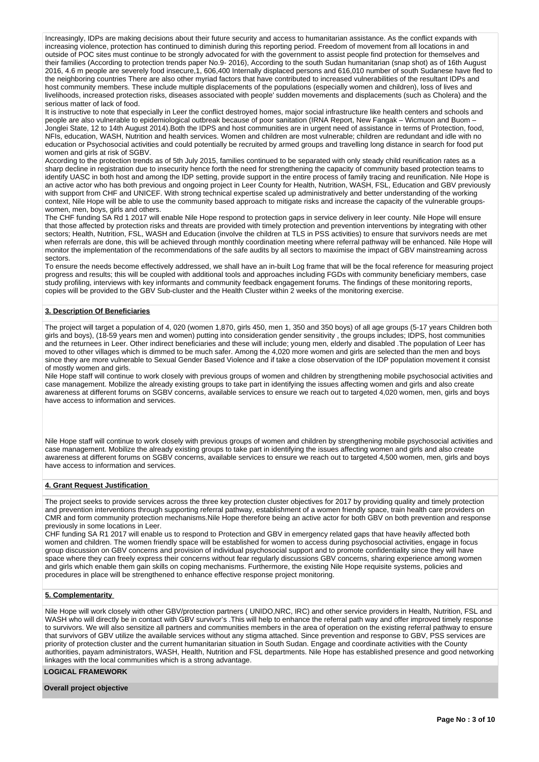Increasingly, IDPs are making decisions about their future security and access to humanitarian assistance. As the conflict expands with increasing violence, protection has continued to diminish during this reporting period. Freedom of movement from all locations in and outside of POC sites must continue to be strongly advocated for with the government to assist people find protection for themselves and their families (According to protection trends paper No.9- 2016), According to the south Sudan humanitarian (snap shot) as of 16th August 2016, 4.6 m people are severely food insecure,1, 606,400 Internally displaced persons and 616,010 number of south Sudanese have fled to the neighboring countries There are also other myriad factors that have contributed to increased vulnerabilities of the resultant IDPs and host community members. These include multiple displacements of the populations (especially women and children), loss of lives and livelihoods, increased protection risks, diseases associated with people' sudden movements and displacements (such as Cholera) and the serious matter of lack of food.

It is instructive to note that especially in Leer the conflict destroyed homes, major social infrastructure like health centers and schools and people are also vulnerable to epidemiological outbreak because of poor sanitation (IRNA Report, New Fangak – Wicmuon and Buom – Jonglei State, 12 to 14th August 2014).Both the IDPS and host communities are in urgent need of assistance in terms of Protection, food, NFIs, education, WASH, Nutrition and health services. Women and children are most vulnerable; children are redundant and idle with no education or Psychosocial activities and could potentially be recruited by armed groups and travelling long distance in search for food put women and girls at risk of SGBV.

According to the protection trends as of 5th July 2015, families continued to be separated with only steady child reunification rates as a sharp decline in registration due to insecurity hence forth the need for strengthening the capacity of community based protection teams to identify UASC in both host and among the IDP setting, provide support in the entire process of family tracing and reunification. Nile Hope is an active actor who has both previous and ongoing project in Leer County for Health, Nutrition, WASH, FSL, Education and GBV previously with support from CHF and UNICEF. With strong technical expertise scaled up administratively and better understanding of the working context, Nile Hope will be able to use the community based approach to mitigate risks and increase the capacity of the vulnerable groups- women, men, boys, girls and others.

The CHF funding SA Rd 1 2017 will enable Nile Hope respond to protection gaps in service delivery in leer county. Nile Hope will ensure that those affected by protection risks and threats are provided with timely protection and prevention interventions by integrating with other sectors; Health, Nutrition, FSL, WASH and Education (involve the children at TLS in PSS activities) to ensure that survivors needs are met when referrals are done, this will be achieved through monthly coordination meeting where referral pathway will be enhanced. Nile Hope will monitor the implementation of the recommendations of the safe audits by all sectors to maximise the impact of GBV mainstreaming across sectors.

To ensure the needs become effectively addressed, we shall have an in-built Log frame that will be the focal reference for measuring project progress and results; this will be coupled with additional tools and approaches including FGDs with community beneficiary members, case study profiling, interviews with key informants and community feedback engagement forums. The findings of these monitoring reports, copies will be provided to the GBV Sub-cluster and the Health Cluster within 2 weeks of the monitoring exercise.

**3. Description Of Beneficiaries**

The project will target a population of 4, 020 (women 1,870, girls 450, men 1, 350 and 350 boys) of all age groups (5-17 years Children both girls and boys), (18-59 years men and women) putting into consideration gender sensitivity , the groups includes; IDPS, host communities and the returnees in Leer. Other indirect beneficiaries and these will include; young men, elderly and disabled .The population of Leer has moved to other villages which is dimmed to be much safer. Among the 4,020 more women and girls are selected than the men and boys since they are more vulnerable to Sexual Gender Based Violence and if take a close observation of the IDP population movement it consist of mostly women and girls.

Nile Hope staff will continue to work closely with previous groups of women and children by strengthening mobile psychosocial activities and case management. Mobilize the already existing groups to take part in identifying the issues affecting women and girls and also create awareness at different forums on SGBV concerns, available services to ensure we reach out to targeted 4,020 women, men, girls and boys have access to information and services.

Nile Hope staff will continue to work closely with previous groups of women and children by strengthening mobile psychosocial activities and case management. Mobilize the already existing groups to take part in identifying the issues affecting women and girls and also create awareness at different forums on SGBV concerns, available services to ensure we reach out to targeted 4,500 women, men, girls and boys have access to information and services.

**4. Grant Request Justification**

The project seeks to provide services across the three key protection cluster objectives for 2017 by providing quality and timely protection and prevention interventions through supporting referral pathway, establishment of a women friendly space, train health care providers on CMR and form community protection mechanisms.Nile Hope therefore being an active actor for both GBV on both prevention and response previously in some locations in Leer.

CHF funding SA R1 2017 will enable us to respond to Protection and GBV in emergency related gaps that have heavily affected both women and children. The women friendly space will be established for women to access during psychosocial activities, engage in focus group discussion on GBV concerns and provision of individual psychosocial support and to promote confidentiality since they will have space where they can freely express their concerns without fear regularly discussions GBV concerns, sharing experience among women and girls which enable them gain skills on coping mechanisms. Furthermore, the existing Nile Hope requisite systems, policies and procedures in place will be strengthened to enhance effective response project monitoring.

**5. Complementarity**

Nile Hope will work closely with other GBV/protection partners ( UNIDO,NRC, IRC) and other service providers in Health, Nutrition, FSL and WASH who will directly be in contact with GBV survivor's .This will help to enhance the referral path way and offer improved timely response to survivors. We will also sensitize all partners and communities members in the area of operation on the existing referral pathway to ensure that survivors of GBV utilize the available services without any stigma attached. Since prevention and response to GBV, PSS services are priority of protection cluster and the current humanitarian situation in South Sudan. Engage and coordinate activities with the County authorities, payam administrators, WASH, Health, Nutrition and FSL departments. Nile Hope has established presence and good networking linkages with the local communities which is a strong advantage.

**LOGICAL FRAMEWORK**

**Overall project objective**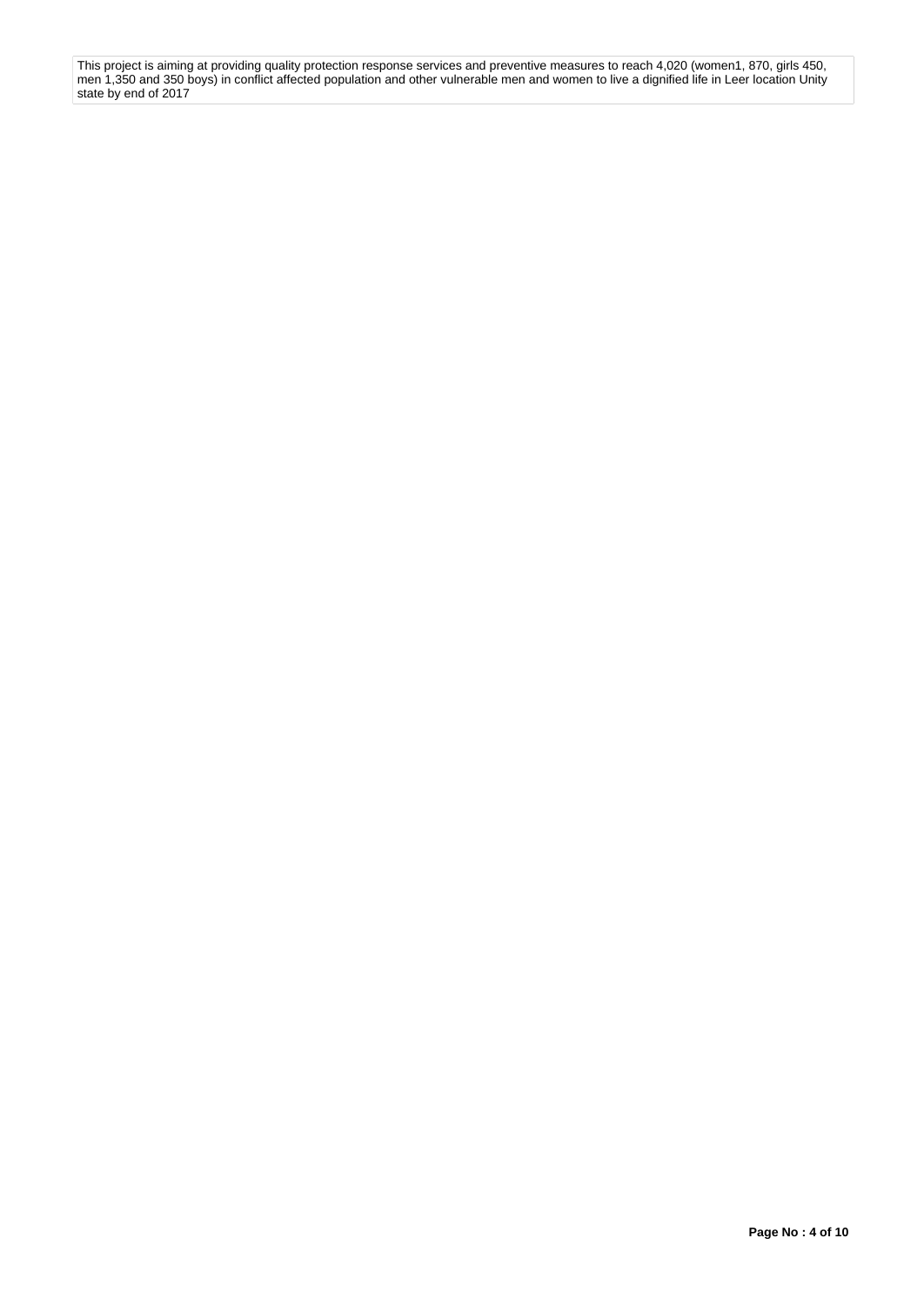This project is aiming at providing quality protection response services and preventive measures to reach 4,020 (women1, 870, girls 450, men 1,350 and 350 boys) in conflict affected population and other vulnerable men and women to live a dignified life in Leer location Unity state by end of 2017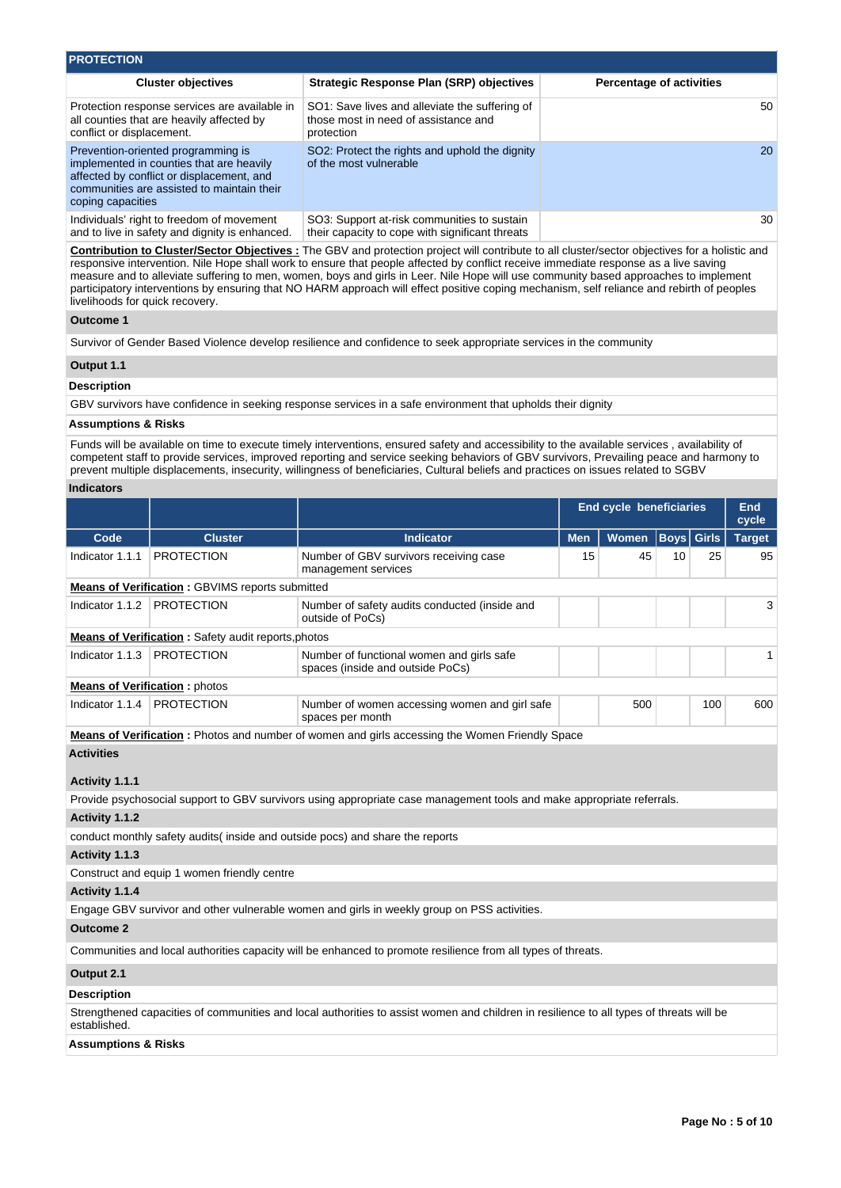## PROTECTION

| Cluster objectives | Strategic Response Plan (SRP) objectives | Percentage of activities |
|---|---|---|
| Protection response services are available in all counties that are heavily affected by conflict or displacement. | SO1: Save lives and alleviate the suffering of those most in need of assistance and protection | 50 |
| Prevention-oriented programming is implemented in counties that are heavily affected by conflict or displacement, and communities are assisted to maintain their coping capacities | SO2: Protect the rights and uphold the dignity of the most vulnerable | 20 |
| Individuals' right to freedom of movement and to live in safety and dignity is enhanced. | SO3: Support at-risk communities to sustain their capacity to cope with significant threats | 30 |

**Contribution to Cluster/Sector Objectives :** The GBV and protection project will contribute to all cluster/sector objectives for a holistic and responsive intervention. Nile Hope shall work to ensure that people affected by conflict receive immediate response as a live saving measure and to alleviate suffering to men, women, boys and girls in Leer. Nile Hope will use community based approaches to implement participatory interventions by ensuring that NO HARM approach will effect positive coping mechanism, self reliance and rebirth of peoples livelihoods for quick recovery.

**Outcome 1**

Survivor of Gender Based Violence develop resilience and confidence to seek appropriate services in the community

**Output 1.1**

**Description**

GBV survivors have confidence in seeking response services in a safe environment that upholds their dignity

**Assumptions & Risks**

Funds will be available on time to execute timely interventions, ensured safety and accessibility to the available services , availability of competent staff to provide services, improved reporting and service seeking behaviors of GBV survivors, Prevailing peace and harmony to prevent multiple displacements, insecurity, willingness of beneficiaries, Cultural beliefs and practices on issues related to SGBV

**Indicators**

| | | | End cycle beneficiaries | | | | End cycle |
|---|---|---|---|---|---|---|---|
| Code | Cluster | Indicator | Men | Women | Boys | Girls | Target |
| Indicator 1.1.1 | PROTECTION | Number of GBV survivors receiving case management services | 15 | 45 | 10 | 25 | 95 |
| **Means of Verification :** GBVIMS reports submitted | | | | | | | |
| Indicator 1.1.2 | PROTECTION | Number of safety audits conducted (inside and outside of PoCs) | | | | | 3 |
| **Means of Verification :** Safety audit reports,photos | | | | | | | |
| Indicator 1.1.3 | PROTECTION | Number of functional women and girls safe spaces (inside and outside PoCs) | | | | | 1 |
| **Means of Verification :** photos | | | | | | | |
| Indicator 1.1.4 | PROTECTION | Number of women accessing women and girl safe spaces per month | | 500 | | 100 | 600 |
| **Means of Verification :** Photos and number of women and girls accessing the Women Friendly Space | | | | | | | |

**Activities**

**Activity 1.1.1**

Provide psychosocial support to GBV survivors using appropriate case management tools and make appropriate referrals.

**Activity 1.1.2**

conduct monthly safety audits( inside and outside pocs) and share the reports

**Activity 1.1.3**

Construct and equip 1 women friendly centre

**Activity 1.1.4**

Engage GBV survivor and other vulnerable women and girls in weekly group on PSS activities.

**Outcome 2**

Communities and local authorities capacity will be enhanced to promote resilience from all types of threats.

**Output 2.1**

**Description**

Strengthened capacities of communities and local authorities to assist women and children in resilience to all types of threats will be established.

**Assumptions & Risks**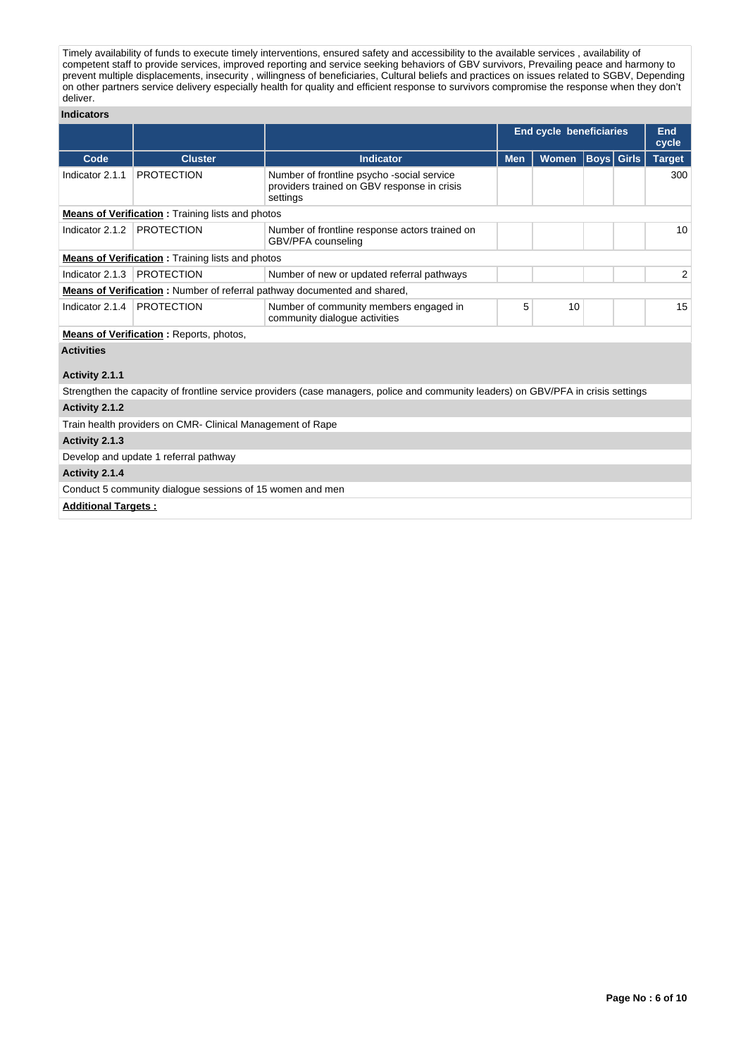Timely availability of funds to execute timely interventions, ensured safety and accessibility to the available services , availability of competent staff to provide services, improved reporting and service seeking behaviors of GBV survivors, Prevailing peace and harmony to prevent multiple displacements, insecurity , willingness of beneficiaries, Cultural beliefs and practices on issues related to SGBV, Depending on other partners service delivery especially health for quality and efficient response to survivors compromise the response when they don't deliver.

**Indicators**

| | | | End cycle beneficiaries | | | | End cycle |
|---|---|---|---|---|---|---|---|
| Code | Cluster | Indicator | Men | Women | Boys | Girls | Target |
| Indicator 2.1.1 | PROTECTION | Number of frontline psycho -social service providers trained on GBV response in crisis settings | | | | | 300 |
| **Means of Verification** : Training lists and photos | | | | | | | |
| Indicator 2.1.2 | PROTECTION | Number of frontline response actors trained on GBV/PFA counseling | | | | | 10 |
| **Means of Verification** : Training lists and photos | | | | | | | |
| Indicator 2.1.3 | PROTECTION | Number of new or updated referral pathways | | | | | 2 |
| **Means of Verification** : Number of referral pathway documented and shared, | | | | | | | |
| Indicator 2.1.4 | PROTECTION | Number of community members engaged in community dialogue activities | 5 | 10 | | | 15 |
| **Means of Verification** : Reports, photos, | | | | | | | |

**Activities**

**Activity 2.1.1**

Strengthen the capacity of frontline service providers (case managers, police and community leaders) on GBV/PFA in crisis settings

**Activity 2.1.2**

Train health providers on CMR- Clinical Management of Rape

**Activity 2.1.3**

Develop and update 1 referral pathway

**Activity 2.1.4**

Conduct 5 community dialogue sessions of 15 women and men

**Additional Targets :**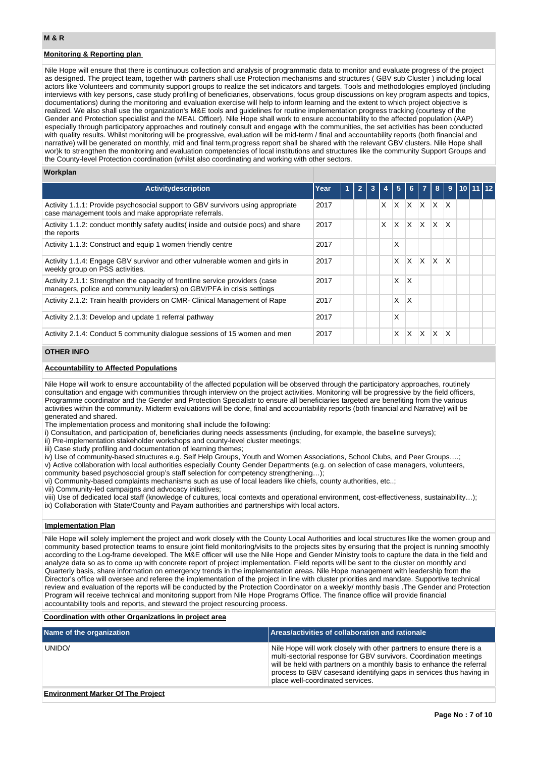## M & R

### Monitoring & Reporting plan

Nile Hope will ensure that there is continuous collection and analysis of programmatic data to monitor and evaluate progress of the project as designed. The project team, together with partners shall use Protection mechanisms and structures ( GBV sub Cluster ) including local actors like Volunteers and community support groups to realize the set indicators and targets. Tools and methodologies employed (including interviews with key persons, case study profiling of beneficiaries, observations, focus group discussions on key program aspects and topics, documentations) during the monitoring and evaluation exercise will help to inform learning and the extent to which project objective is realized. We also shall use the organization's M&E tools and guidelines for routine implementation progress tracking (courtesy of the Gender and Protection specialist and the MEAL Officer). Nile Hope shall work to ensure accountability to the affected population (AAP) especially through participatory approaches and routinely consult and engage with the communities, the set activities has been conducted with quality results. Whilst monitoring will be progressive, evaluation will be mid-term / final and accountability reports (both financial and narrative) will be generated on monthly, mid and final term,progress report shall be shared with the relevant GBV clusters. Nile Hope shall wor)k to strengthen the monitoring and evaluation competencies of local institutions and structures like the community Support Groups and the County-level Protection coordination (whilst also coordinating and working with other sectors.

### Workplan

| Activitydescription | Year | 1 | 2 | 3 | 4 | 5 | 6 | 7 | 8 | 9 | 10 | 11 | 12 |
|---|---|---|---|---|---|---|---|---|---|---|---|---|---|
| Activity 1.1.1: Provide psychosocial support to GBV survivors using appropriate case management tools and make appropriate referrals. | 2017 | | | | X | X | X | X | X | X | | | |
| Activity 1.1.2: conduct monthly safety audits( inside and outside pocs) and share the reports | 2017 | | | | X | X | X | X | X | X | | | |
| Activity 1.1.3: Construct and equip 1 women friendly centre | 2017 | | | | | X | | | | | | | |
| Activity 1.1.4: Engage GBV survivor and other vulnerable women and girls in weekly group on PSS activities. | 2017 | | | | | X | X | X | X | X | | | |
| Activity 2.1.1: Strengthen the capacity of frontline service providers (case managers, police and community leaders) on GBV/PFA in crisis settings | 2017 | | | | | X | X | | | | | | |
| Activity 2.1.2: Train health providers on CMR- Clinical Management of Rape | 2017 | | | | | X | X | | | | | | |
| Activity 2.1.3: Develop and update 1 referral pathway | 2017 | | | | | X | | | | | | | |
| Activity 2.1.4: Conduct 5 community dialogue sessions of 15 women and men | 2017 | | | | | X | X | X | X | X | | | |

## OTHER INFO

### Accountability to Affected Populations

Nile Hope will work to ensure accountability of the affected population will be observed through the participatory approaches, routinely consultation and engage with communities through interview on the project activities. Monitoring will be progressive by the field officers, Programme coordinator and the Gender and Protection Specialistr to ensure all beneficiaries targeted are benefiting from the various activities within the community. Midterm evaluations will be done, final and accountability reports (both financial and Narrative) will be generated and shared.
The implementation process and monitoring shall include the following:
i) Consultation, and participation of, beneficiaries during needs assessments (including, for example, the baseline surveys);
ii) Pre-implementation stakeholder workshops and county-level cluster meetings;
iii) Case study profiling and documentation of learning themes;
iv) Use of community-based structures e.g. Self Help Groups, Youth and Women Associations, School Clubs, and Peer Groups….;
v) Active collaboration with local authorities especially County Gender Departments (e.g. on selection of case managers, volunteers, community based psychosocial group's staff selection for competency strengthening…);
vi) Community-based complaints mechanisms such as use of local leaders like chiefs, county authorities, etc..;
vii) Community-led campaigns and advocacy initiatives;
viii) Use of dedicated local staff (knowledge of cultures, local contexts and operational environment, cost-effectiveness, sustainability…);
ix) Collaboration with State/County and Payam authorities and partnerships with local actors.

### Implementation Plan

Nile Hope will solely implement the project and work closely with the County Local Authorities and local structures like the women group and community based protection teams to ensure joint field monitoring/visits to the projects sites by ensuring that the project is running smoothly according to the Log-frame developed. The M&E officer will use the Nile Hope and Gender Ministry tools to capture the data in the field and analyze data so as to come up with concrete report of project implementation. Field reports will be sent to the cluster on monthly and Quarterly basis, share information on emergency trends in the implementation areas. Nile Hope management with leadership from the Director's office will oversee and referee the implementation of the project in line with cluster priorities and mandate. Supportive technical review and evaluation of the reports will be conducted by the Protection Coordinator on a weekly/ monthly basis .The Gender and Protection Program will receive technical and monitoring support from Nile Hope Programs Office. The finance office will provide financial accountability tools and reports, and steward the project resourcing process.

### Coordination with other Organizations in project area

| Name of the organization | Areas/activities of collaboration and rationale |
|---|---|
| UNIDO/ | Nile Hope will work closely with other partners to ensure there is a multi-sectorial response for GBV survivors. Coordination meetings will be held with partners on a monthly basis to enhance the referral process to GBV casesand identifying gaps in services thus having in place well-coordinated services. |

### Environment Marker Of The Project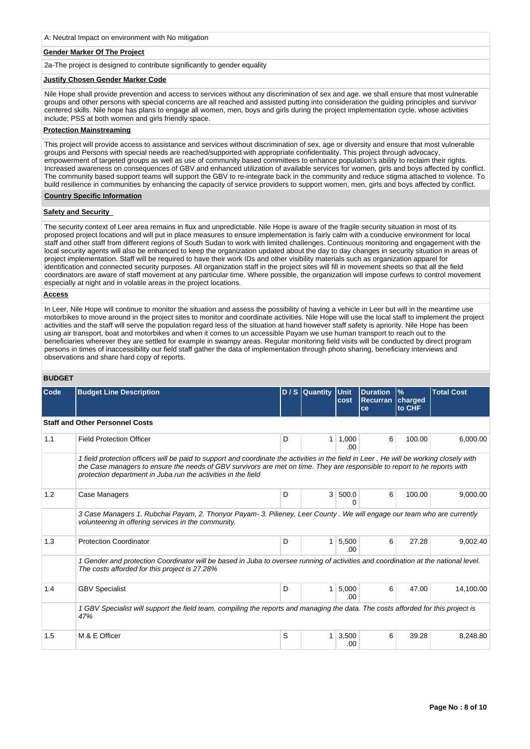A: Neutral Impact on environment with No mitigation

**Gender Marker Of The Project**

2a-The project is designed to contribute significantly to gender equality

**Justify Chosen Gender Marker Code**

Nile Hope shall provide prevention and access to services without any discrimination of sex and age. we shall ensure that most vulnerable groups and other persons with special concerns are all reached and assisted putting into consideration the guiding principles and survivor centered skills. Nile hope has plans to engage all women, men, boys and girls during the project implementation cycle. whose activities include; PSS at both women and girls friendly space.

**Protection Mainstreaming**

This project will provide access to assistance and services without discrimination of sex, age or diversity and ensure that most vulnerable groups and Persons with special needs are reached/supported with appropriate confidentiality. This project through advocacy, empowerment of targeted groups as well as use of community based committees to enhance population's ability to reclaim their rights. Increased awareness on consequences of GBV and enhanced utilization of available services for women, girls and boys affected by conflict. The community based support teams will support the GBV to re-integrate back in the community and reduce stigma attached to violence. To build resilience in communities by enhancing the capacity of service providers to support women, men, girls and boys affected by conflict.

**Country Specific Information**

**Safety and Security**

The security context of Leer area remains in flux and unpredictable. Nile Hope is aware of the fragile security situation in most of its proposed project locations and will put in place measures to ensure implementation is fairly calm with a conducive environment for local staff and other staff from different regions of South Sudan to work with limited challenges. Continuous monitoring and engagement with the local security agents will also be enhanced to keep the organization updated about the day to day changes in security situation in areas of project implementation. Staff will be required to have their work IDs and other visibility materials such as organization apparel for identification and connected security purposes. All organization staff in the project sites will fill in movement sheets so that all the field coordinators are aware of staff movement at any particular time. Where possible, the organization will impose curfews to control movement especially at night and in volatile areas in the project locations.

**Access**

In Leer, Nile Hope will continue to monitor the situation and assess the possibility of having a vehicle in Leer but will in the meantime use motorbikes to move around in the project sites to monitor and coordinate activities. Nile Hope will use the local staff to implement the project activities and the staff will serve the population regard less of the situation at hand however staff safety is apriority. Nile Hope has been using air transport, boat and motorbikes and when it comes to un accessible Payam we use human transport to reach out to the beneficiaries wherever they are settled for example in swampy areas. Regular monitoring field visits will be conducted by direct program persons in times of inaccessibility our field staff gather the data of implementation through photo sharing, beneficiary interviews and observations and share hard copy of reports.

## BUDGET

| Code | Budget Line Description | D / S | Quantity | Unit cost | Duration Recurrance | % charged to CHF | Total Cost |
|---|---|---|---|---|---|---|---|
| **Staff and Other Personnel Costs** | | | | | | | |
| 1.1 | Field Protection Officer | D | 1 | 1,000.00 | 6 | 100.00 | 6,000.00 |
| | *1 field protection officers will be paid to support and coordinate the activities in the field in Leer . He will be working closely with the Case managers to ensure the needs of GBV survivors are met on time. They are responsible to report to he reports with protection department in Juba.run the activities in the field* | | | | | | |
| 1.2 | Case Managers | D | 3 | 500.00 | 6 | 100.00 | 9,000.00 |
| | *3 Case Managers 1. Rubchai Payam, 2. Thonyor Payam- 3. Pilieney, Leer County . We will engage our team who are currently volunteering in offering services in the community.* | | | | | | |
| 1.3 | Protection Coordinator | D | 1 | 5,500.00 | 6 | 27.28 | 9,002.40 |
| | *1 Gender and protection Coordinator will be based in Juba to oversee running of activities and coordination at the national level. The costs afforded for this project is 27.28%* | | | | | | |
| 1.4 | GBV Specialist | D | 1 | 5,000.00 | 6 | 47.00 | 14,100.00 |
| | *1 GBV Specialist will support the field team, compiling the reports and managing the data. The costs afforded for this project is 47%* | | | | | | |
| 1.5 | M & E Officer | S | 1 | 3,500.00 | 6 | 39.28 | 8,248.80 |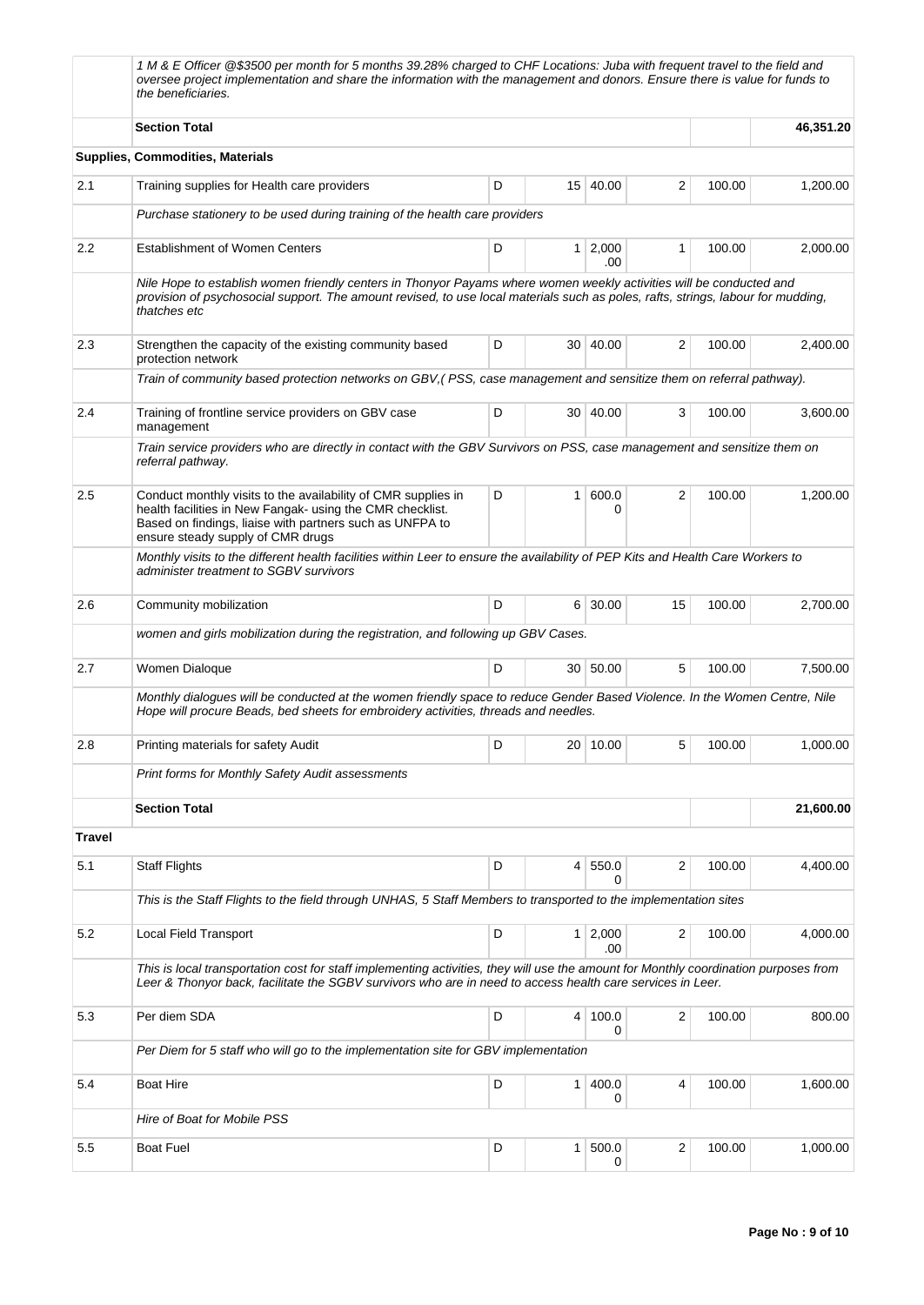| | | | | | | | |
|---|---|---|---|---|---|---|---|
| | *1 M & E Officer @$3500 per month for 5 months 39.28% charged to CHF Locations: Juba with frequent travel to the field and oversee project implementation and share the information with the management and donors. Ensure there is value for funds to the beneficiaries.* | | | | | | |
| | **Section Total** | | | | | | **46,351.20** |
| | **Supplies, Commodities, Materials** | | | | | | |
| 2.1 | Training supplies for Health care providers | D | 15 | 40.00 | 2 | 100.00 | 1,200.00 |
| | *Purchase stationery to be used during training of the health care providers* | | | | | | |
| 2.2 | Establishment of Women Centers | D | 1 | 2,000.00 | 1 | 100.00 | 2,000.00 |
| | *Nile Hope to establish women friendly centers in Thonyor Payams where women weekly activities will be conducted and provision of psychosocial support. The amount revised, to use local materials such as poles, rafts, strings, labour for mudding, thatches etc* | | | | | | |
| 2.3 | Strengthen the capacity of the existing community based protection network | D | 30 | 40.00 | 2 | 100.00 | 2,400.00 |
| | *Train of community based protection networks on GBV,( PSS, case management and sensitize them on referral pathway).* | | | | | | |
| 2.4 | Training of frontline service providers on GBV case management | D | 30 | 40.00 | 3 | 100.00 | 3,600.00 |
| | *Train service providers who are directly in contact with the GBV Survivors on PSS, case management and sensitize them on referral pathway.* | | | | | | |
| 2.5 | Conduct monthly visits to the availability of CMR supplies in health facilities in New Fangak- using the CMR checklist. Based on findings, liaise with partners such as UNFPA to ensure steady supply of CMR drugs | D | 1 | 600.00 | 2 | 100.00 | 1,200.00 |
| | *Monthly visits to the different health facilities within Leer to ensure the availability of PEP Kits and Health Care Workers to administer treatment to SGBV survivors* | | | | | | |
| 2.6 | Community mobilization | D | 6 | 30.00 | 15 | 100.00 | 2,700.00 |
| | *women and girls mobilization during the registration, and following up GBV Cases.* | | | | | | |
| 2.7 | Women Dialoque | D | 30 | 50.00 | 5 | 100.00 | 7,500.00 |
| | *Monthly dialogues will be conducted at the women friendly space to reduce Gender Based Violence. In the Women Centre, Nile Hope will procure Beads, bed sheets for embroidery activities, threads and needles.* | | | | | | |
| 2.8 | Printing materials for safety Audit | D | 20 | 10.00 | 5 | 100.00 | 1,000.00 |
| | *Print forms for Monthly Safety Audit assessments* | | | | | | |
| | **Section Total** | | | | | | **21,600.00** |
| **Travel** | | | | | | | |
| 5.1 | Staff Flights | D | 4 | 550.00 | 2 | 100.00 | 4,400.00 |
| | *This is the Staff Flights to the field through UNHAS, 5 Staff Members to transported to the implementation sites* | | | | | | |
| 5.2 | Local Field Transport | D | 1 | 2,000.00 | 2 | 100.00 | 4,000.00 |
| | *This is local transportation cost for staff implementing activities, they will use the amount for Monthly coordination purposes from Leer & Thonyor back, facilitate the SGBV survivors who are in need to access health care services in Leer.* | | | | | | |
| 5.3 | Per diem SDA | D | 4 | 100.00 | 2 | 100.00 | 800.00 |
| | *Per Diem for 5 staff who will go to the implementation site for GBV implementation* | | | | | | |
| 5.4 | Boat Hire | D | 1 | 400.00 | 4 | 100.00 | 1,600.00 |
| | *Hire of Boat for Mobile PSS* | | | | | | |
| 5.5 | Boat Fuel | D | 1 | 500.00 | 2 | 100.00 | 1,000.00 |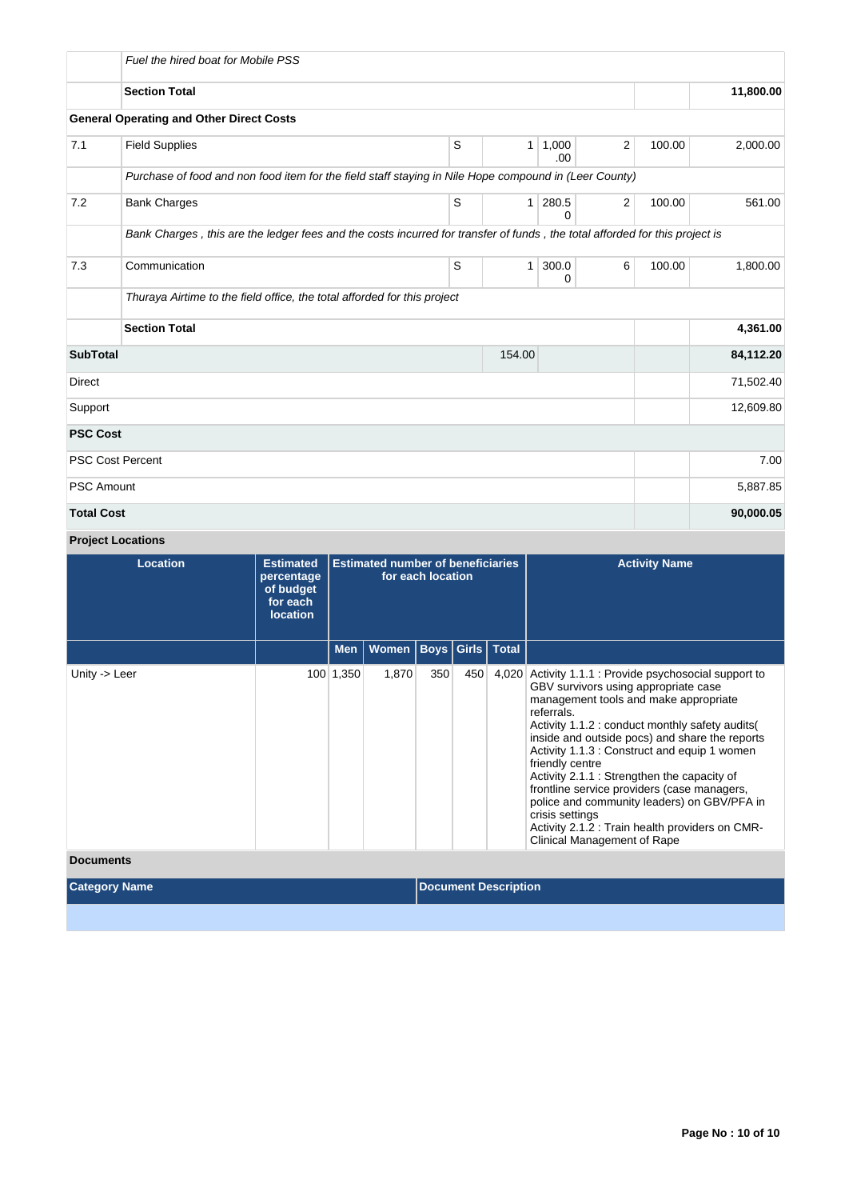| | | | | | | | |
|---|---|---|---|---|---|---|---|
| | *Fuel the hired boat for Mobile PSS* | | | | | | |
| | **Section Total** | | | | | | **11,800.00** |
| **General Operating and Other Direct Costs** | | | | | | | |
| 7.1 | Field Supplies | S | 1 | 1,000.00 | 2 | 100.00 | 2,000.00 |
| | *Purchase of food and non food item for the field staff staying in Nile Hope compound in (Leer County)* | | | | | | |
| 7.2 | Bank Charges | S | 1 | 280.50 | 2 | 100.00 | 561.00 |
| | *Bank Charges , this are the ledger fees and the costs incurred for transfer of funds , the total afforded for this project is* | | | | | | |
| 7.3 | Communication | S | 1 | 300.00 | 6 | 100.00 | 1,800.00 |
| | *Thuraya Airtime to the field office, the total afforded for this project* | | | | | | |
| | **Section Total** | | | | | | **4,361.00** |
| **SubTotal** | | | 154.00 | | | | **84,112.20** |
| Direct | | | | | | | 71,502.40 |
| Support | | | | | | | 12,609.80 |
| **PSC Cost** | | | | | | | |
| PSC Cost Percent | | | | | | | 7.00 |
| PSC Amount | | | | | | | 5,887.85 |
| **Total Cost** | | | | | | | **90,000.05** |

**Project Locations**

| Location | Estimated percentage of budget for each location | Estimated number of beneficiaries for each location | | | | | Activity Name |
|---|---|---|---|---|---|---|---|
| | | Men | Women | Boys | Girls | Total | |
| Unity -> Leer | 100 | 1,350 | 1,870 | 350 | 450 | 4,020 | Activity 1.1.1 : Provide psychosocial support to GBV survivors using appropriate case management tools and make appropriate referrals.<br>Activity 1.1.2 : conduct monthly safety audits( inside and outside pocs) and share the reports<br>Activity 1.1.3 : Construct and equip 1 women friendly centre<br>Activity 2.1.1 : Strengthen the capacity of frontline service providers (case managers, police and community leaders) on GBV/PFA in crisis settings<br>Activity 2.1.2 : Train health providers on CMR-Clinical Management of Rape |

**Documents**

| Category Name | Document Description |
|---|---|
| | |